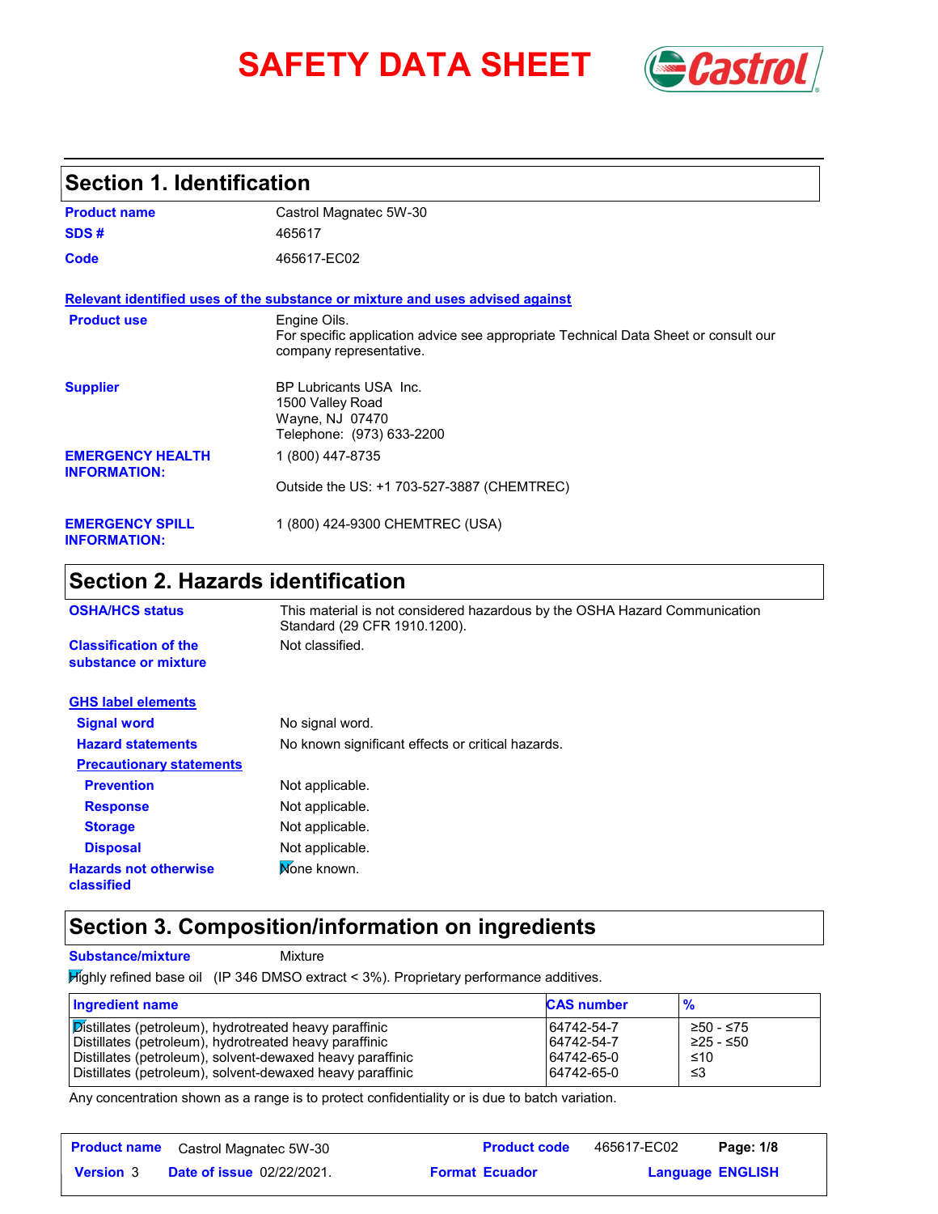# SAFETY DATA SHEET

## Section 1. Identification

**Product name** Castrol Magnatec 5W-30

**SDS #** 465617

**Code** 465617-EC02

**Relevant identified uses of the substance or mixture and uses advised against**

**Product use** Engine Oils.
For specific application advice see appropriate Technical Data Sheet or consult our company representative.

**Supplier** BP Lubricants USA Inc.
1500 Valley Road
Wayne, NJ 07470
Telephone: (973) 633-2200

**EMERGENCY HEALTH INFORMATION:** 1 (800) 447-8735

Outside the US: +1 703-527-3887 (CHEMTREC)

**EMERGENCY SPILL INFORMATION:** 1 (800) 424-9300 CHEMTREC (USA)

## Section 2. Hazards identification

**OSHA/HCS status** This material is not considered hazardous by the OSHA Hazard Communication Standard (29 CFR 1910.1200).

**Classification of the substance or mixture** Not classified.

**GHS label elements**

**Signal word** No signal word.

**Hazard statements** No known significant effects or critical hazards.

**Precautionary statements**

**Prevention** Not applicable.

**Response** Not applicable.

**Storage** Not applicable.

**Disposal** Not applicable.

**Hazards not otherwise classified** None known.

## Section 3. Composition/information on ingredients

**Substance/mixture** Mixture

Highly refined base oil (IP 346 DMSO extract < 3%). Proprietary performance additives.

| Ingredient name | CAS number | % |
|---|---|---|
| Distillates (petroleum), hydrotreated heavy paraffinic | 64742-54-7 | ≥50 - ≤75 |
| Distillates (petroleum), hydrotreated heavy paraffinic | 64742-54-7 | ≥25 - ≤50 |
| Distillates (petroleum), solvent-dewaxed heavy paraffinic | 64742-65-0 | ≤10 |
| Distillates (petroleum), solvent-dewaxed heavy paraffinic | 64742-65-0 | ≤3 |

Any concentration shown as a range is to protect confidentiality or is due to batch variation.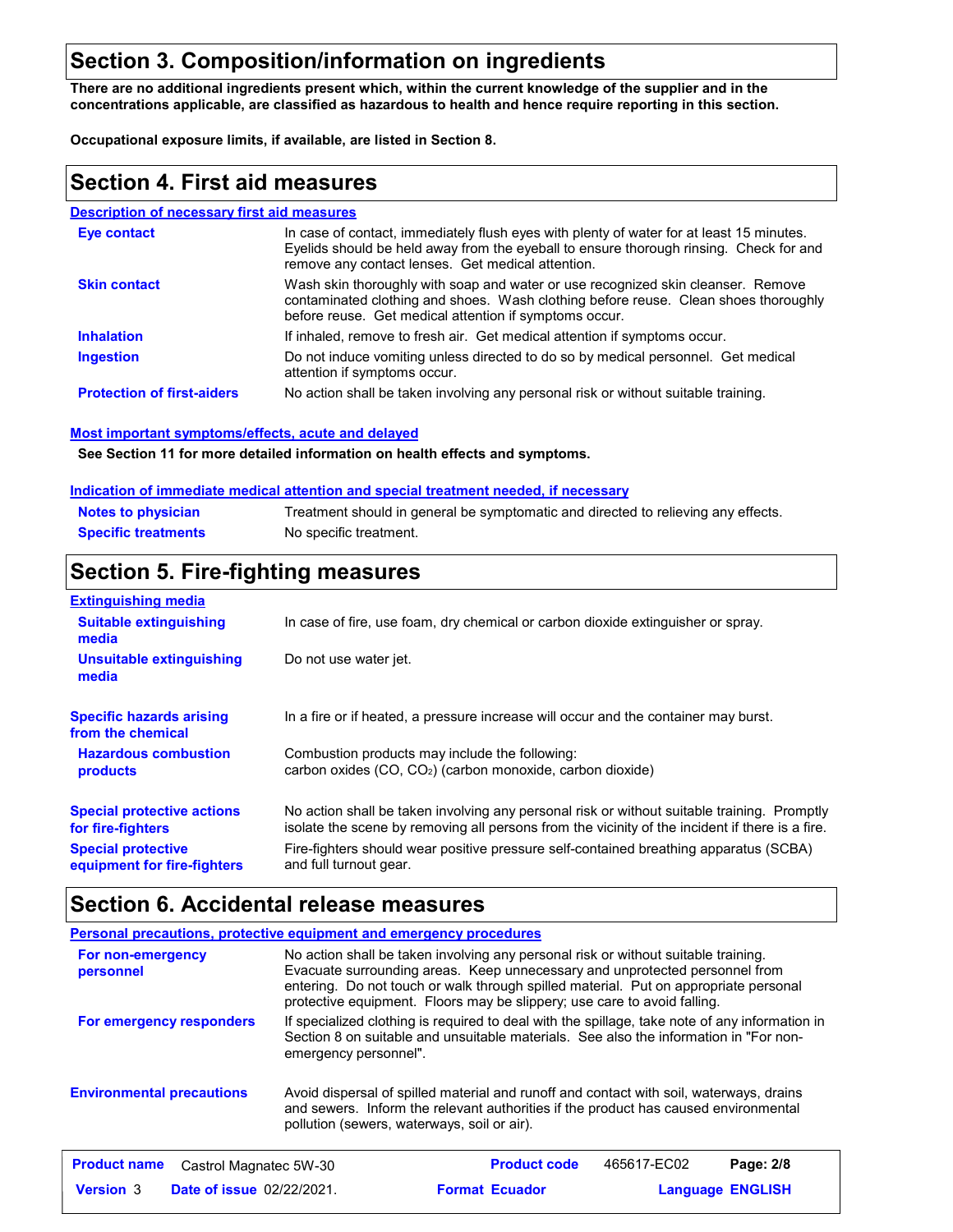## Section 3. Composition/information on ingredients

**There are no additional ingredients present which, within the current knowledge of the supplier and in the concentrations applicable, are classified as hazardous to health and hence require reporting in this section.**

**Occupational exposure limits, if available, are listed in Section 8.**

## Section 4. First aid measures

### Description of necessary first aid measures

| | |
|---|---|
| **Eye contact** | In case of contact, immediately flush eyes with plenty of water for at least 15 minutes. Eyelids should be held away from the eyeball to ensure thorough rinsing. Check for and remove any contact lenses. Get medical attention. |
| **Skin contact** | Wash skin thoroughly with soap and water or use recognized skin cleanser. Remove contaminated clothing and shoes. Wash clothing before reuse. Clean shoes thoroughly before reuse. Get medical attention if symptoms occur. |
| **Inhalation** | If inhaled, remove to fresh air. Get medical attention if symptoms occur. |
| **Ingestion** | Do not induce vomiting unless directed to do so by medical personnel. Get medical attention if symptoms occur. |
| **Protection of first-aiders** | No action shall be taken involving any personal risk or without suitable training. |

### Most important symptoms/effects, acute and delayed

**See Section 11 for more detailed information on health effects and symptoms.**

### Indication of immediate medical attention and special treatment needed, if necessary

| | |
|---|---|
| **Notes to physician** | Treatment should in general be symptomatic and directed to relieving any effects. |
| **Specific treatments** | No specific treatment. |

## Section 5. Fire-fighting measures

### Extinguishing media

| | |
|---|---|
| **Suitable extinguishing media** | In case of fire, use foam, dry chemical or carbon dioxide extinguisher or spray. |
| **Unsuitable extinguishing media** | Do not use water jet. |
| **Specific hazards arising from the chemical** | In a fire or if heated, a pressure increase will occur and the container may burst. |
| **Hazardous combustion products** | Combustion products may include the following: carbon oxides ($CO$, $CO_2$) (carbon monoxide, carbon dioxide) |
| **Special protective actions for fire-fighters** | No action shall be taken involving any personal risk or without suitable training. Promptly isolate the scene by removing all persons from the vicinity of the incident if there is a fire. |
| **Special protective equipment for fire-fighters** | Fire-fighters should wear positive pressure self-contained breathing apparatus (SCBA) and full turnout gear. |

## Section 6. Accidental release measures

### Personal precautions, protective equipment and emergency procedures

| | |
|---|---|
| **For non-emergency personnel** | No action shall be taken involving any personal risk or without suitable training. Evacuate surrounding areas. Keep unnecessary and unprotected personnel from entering. Do not touch or walk through spilled material. Put on appropriate personal protective equipment. Floors may be slippery; use care to avoid falling. |
| **For emergency responders** | If specialized clothing is required to deal with the spillage, take note of any information in Section 8 on suitable and unsuitable materials. See also the information in "For non-emergency personnel". |
| **Environmental precautions** | Avoid dispersal of spilled material and runoff and contact with soil, waterways, drains and sewers. Inform the relevant authorities if the product has caused environmental pollution (sewers, waterways, soil or air). |

| **Product name** | Castrol Magnatec 5W-30 | **Product code** | 465617-EC02 |
|---|---|---|---|
| **Version** 3 | **Date of issue** 02/22/2021. | **Format** Ecuador | **Language** ENGLISH |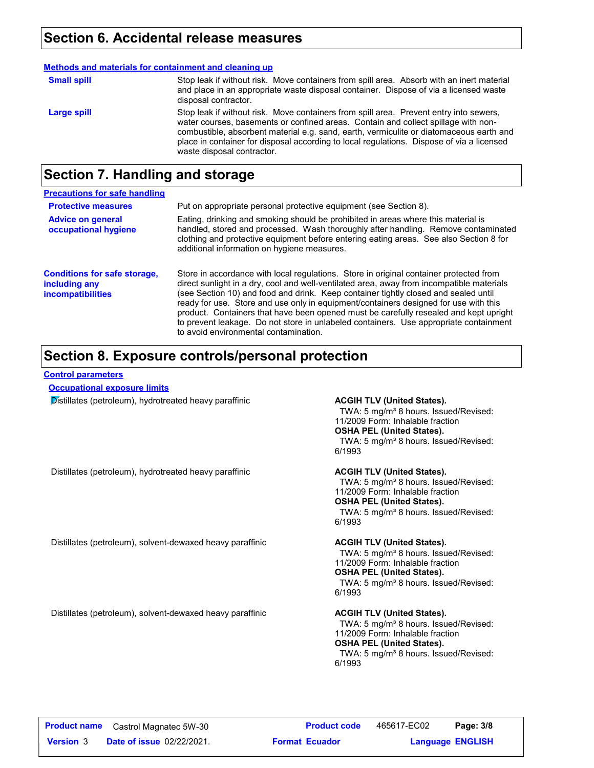## Section 6. Accidental release measures

**Methods and materials for containment and cleaning up**

**Small spill**

Stop leak if without risk. Move containers from spill area. Absorb with an inert material and place in an appropriate waste disposal container. Dispose of via a licensed waste disposal contractor.

**Large spill**

Stop leak if without risk. Move containers from spill area. Prevent entry into sewers, water courses, basements or confined areas. Contain and collect spillage with non-combustible, absorbent material e.g. sand, earth, vermiculite or diatomaceous earth and place in container for disposal according to local regulations. Dispose of via a licensed waste disposal contractor.

## Section 7. Handling and storage

**Precautions for safe handling**

**Protective measures**

Put on appropriate personal protective equipment (see Section 8).

**Advice on general occupational hygiene**

Eating, drinking and smoking should be prohibited in areas where this material is handled, stored and processed. Wash thoroughly after handling. Remove contaminated clothing and protective equipment before entering eating areas. See also Section 8 for additional information on hygiene measures.

**Conditions for safe storage, including any incompatibilities**

Store in accordance with local regulations. Store in original container protected from direct sunlight in a dry, cool and well-ventilated area, away from incompatible materials (see Section 10) and food and drink. Keep container tightly closed and sealed until ready for use. Store and use only in equipment/containers designed for use with this product. Containers that have been opened must be carefully resealed and kept upright to prevent leakage. Do not store in unlabeled containers. Use appropriate containment to avoid environmental contamination.

## Section 8. Exposure controls/personal protection

**Control parameters**

**Occupational exposure limits**

| Ingredient | Exposure limits |
|---|---|
| Distillates (petroleum), hydrotreated heavy paraffinic | **ACGIH TLV (United States).** TWA: 5 mg/m³ 8 hours. Issued/Revised: 11/2009 Form: Inhalable fraction **OSHA PEL (United States).** TWA: 5 mg/m³ 8 hours. Issued/Revised: 6/1993 |
| Distillates (petroleum), hydrotreated heavy paraffinic | **ACGIH TLV (United States).** TWA: 5 mg/m³ 8 hours. Issued/Revised: 11/2009 Form: Inhalable fraction **OSHA PEL (United States).** TWA: 5 mg/m³ 8 hours. Issued/Revised: 6/1993 |
| Distillates (petroleum), solvent-dewaxed heavy paraffinic | **ACGIH TLV (United States).** TWA: 5 mg/m³ 8 hours. Issued/Revised: 11/2009 Form: Inhalable fraction **OSHA PEL (United States).** TWA: 5 mg/m³ 8 hours. Issued/Revised: 6/1993 |
| Distillates (petroleum), solvent-dewaxed heavy paraffinic | **ACGIH TLV (United States).** TWA: 5 mg/m³ 8 hours. Issued/Revised: 11/2009 Form: Inhalable fraction **OSHA PEL (United States).** TWA: 5 mg/m³ 8 hours. Issued/Revised: 6/1993 |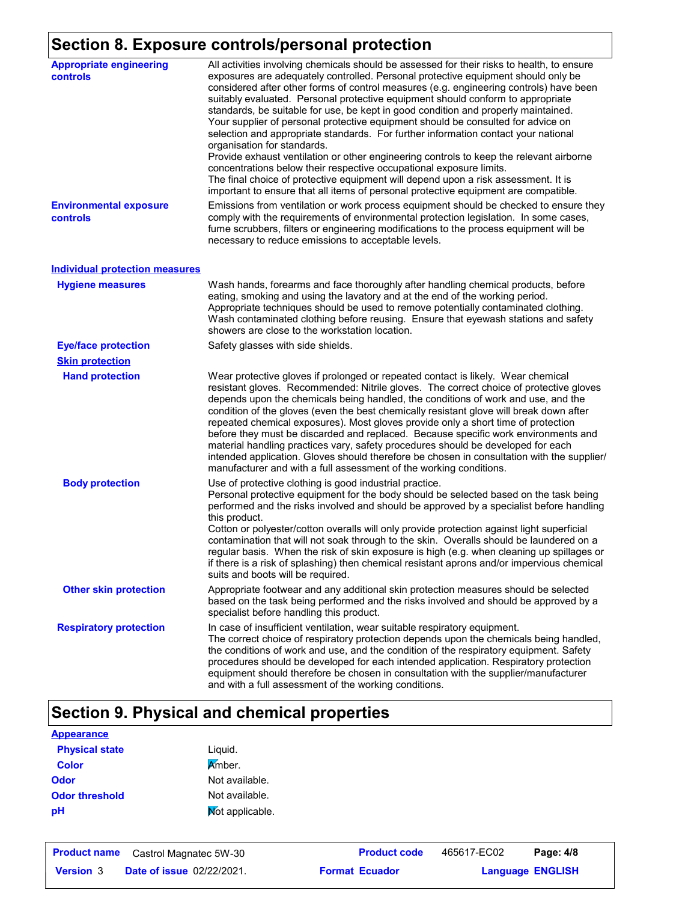## Section 8. Exposure controls/personal protection

**Appropriate engineering controls**

All activities involving chemicals should be assessed for their risks to health, to ensure exposures are adequately controlled. Personal protective equipment should only be considered after other forms of control measures (e.g. engineering controls) have been suitably evaluated. Personal protective equipment should conform to appropriate standards, be suitable for use, be kept in good condition and properly maintained. Your supplier of personal protective equipment should be consulted for advice on selection and appropriate standards. For further information contact your national organisation for standards.
Provide exhaust ventilation or other engineering controls to keep the relevant airborne concentrations below their respective occupational exposure limits.
The final choice of protective equipment will depend upon a risk assessment. It is important to ensure that all items of personal protective equipment are compatible.

**Environmental exposure controls**

Emissions from ventilation or work process equipment should be checked to ensure they comply with the requirements of environmental protection legislation. In some cases, fume scrubbers, filters or engineering modifications to the process equipment will be necessary to reduce emissions to acceptable levels.

### Individual protection measures

**Hygiene measures**

Wash hands, forearms and face thoroughly after handling chemical products, before eating, smoking and using the lavatory and at the end of the working period. Appropriate techniques should be used to remove potentially contaminated clothing. Wash contaminated clothing before reusing. Ensure that eyewash stations and safety showers are close to the workstation location.

**Eye/face protection**

Safety glasses with side shields.

**Skin protection**

**Hand protection**

Wear protective gloves if prolonged or repeated contact is likely. Wear chemical resistant gloves. Recommended: Nitrile gloves. The correct choice of protective gloves depends upon the chemicals being handled, the conditions of work and use, and the condition of the gloves (even the best chemically resistant glove will break down after repeated chemical exposures). Most gloves provide only a short time of protection before they must be discarded and replaced. Because specific work environments and material handling practices vary, safety procedures should be developed for each intended application. Gloves should therefore be chosen in consultation with the supplier/manufacturer and with a full assessment of the working conditions.

**Body protection**

Use of protective clothing is good industrial practice.
Personal protective equipment for the body should be selected based on the task being performed and the risks involved and should be approved by a specialist before handling this product.
Cotton or polyester/cotton overalls will only provide protection against light superficial contamination that will not soak through to the skin. Overalls should be laundered on a regular basis. When the risk of skin exposure is high (e.g. when cleaning up spillages or if there is a risk of splashing) then chemical resistant aprons and/or impervious chemical suits and boots will be required.

**Other skin protection**

Appropriate footwear and any additional skin protection measures should be selected based on the task being performed and the risks involved and should be approved by a specialist before handling this product.

**Respiratory protection**

In case of insufficient ventilation, wear suitable respiratory equipment.
The correct choice of respiratory protection depends upon the chemicals being handled, the conditions of work and use, and the condition of the respiratory equipment. Safety procedures should be developed for each intended application. Respiratory protection equipment should therefore be chosen in consultation with the supplier/manufacturer and with a full assessment of the working conditions.

## Section 9. Physical and chemical properties

**Appearance**

| | |
|---|---|
| **Physical state** | Liquid. |
| **Color** | Amber. |
| **Odor** | Not available. |
| **Odor threshold** | Not available. |
| **pH** | Not applicable. |

| | | | | |
|---|---|---|---|---|
| **Product name** | Castrol Magnatec 5W-30 | **Product code** | 465617-EC02 | **Page: 4/8** |
| **Version** 3 | **Date of issue** 02/22/2021. | **Format Ecuador** | | **Language ENGLISH** |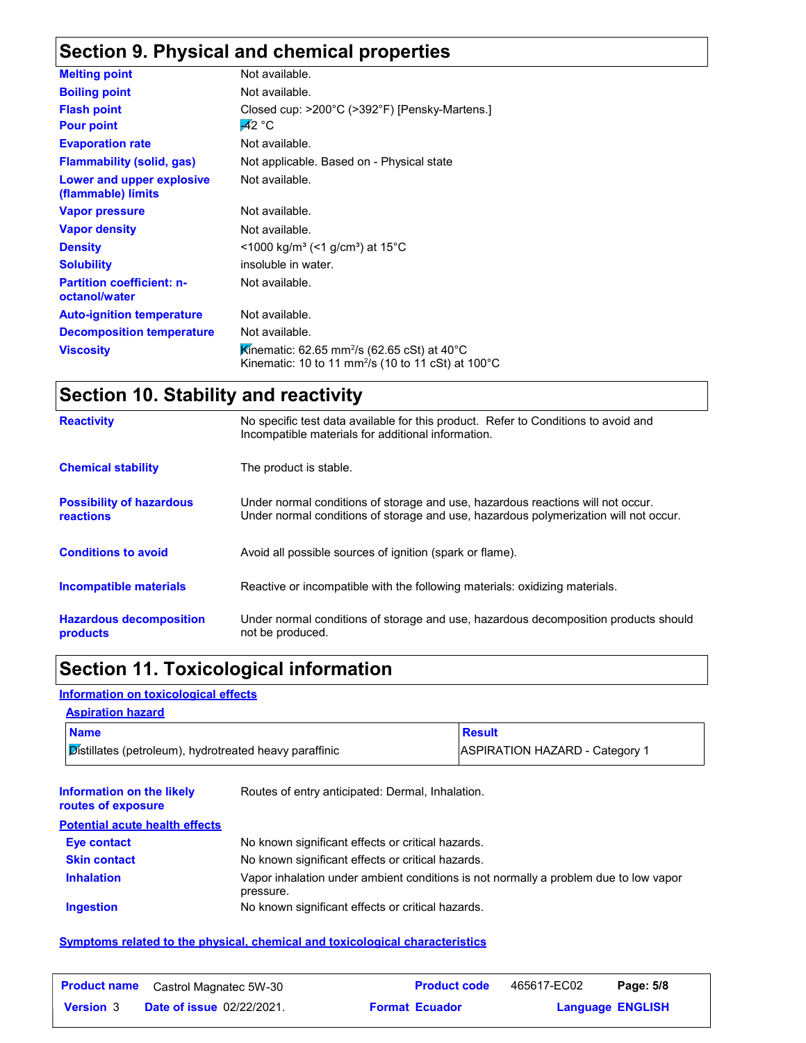## Section 9. Physical and chemical properties

| | |
|---|---|
| **Melting point** | Not available. |
| **Boiling point** | Not available. |
| **Flash point** | Closed cup: >200°C (>392°F) [Pensky-Martens.] |
| **Pour point** | -42 °C |
| **Evaporation rate** | Not available. |
| **Flammability (solid, gas)** | Not applicable. Based on - Physical state |
| **Lower and upper explosive (flammable) limits** | Not available. |
| **Vapor pressure** | Not available. |
| **Vapor density** | Not available. |
| **Density** | <1000 kg/m³ (<1 g/cm³) at 15°C |
| **Solubility** | insoluble in water. |
| **Partition coefficient: n-octanol/water** | Not available. |
| **Auto-ignition temperature** | Not available. |
| **Decomposition temperature** | Not available. |
| **Viscosity** | Kinematic: 62.65 mm²/s (62.65 cSt) at 40°C<br>Kinematic: 10 to 11 mm²/s (10 to 11 cSt) at 100°C |

## Section 10. Stability and reactivity

| | |
|---|---|
| **Reactivity** | No specific test data available for this product. Refer to Conditions to avoid and Incompatible materials for additional information. |
| **Chemical stability** | The product is stable. |
| **Possibility of hazardous reactions** | Under normal conditions of storage and use, hazardous reactions will not occur.<br>Under normal conditions of storage and use, hazardous polymerization will not occur. |
| **Conditions to avoid** | Avoid all possible sources of ignition (spark or flame). |
| **Incompatible materials** | Reactive or incompatible with the following materials: oxidizing materials. |
| **Hazardous decomposition products** | Under normal conditions of storage and use, hazardous decomposition products should not be produced. |

## Section 11. Toxicological information

**Information on toxicological effects**

**Aspiration hazard**

| Name | Result |
|---|---|
| Distillates (petroleum), hydrotreated heavy paraffinic | ASPIRATION HAZARD - Category 1 |

| | |
|---|---|
| **Information on the likely routes of exposure** | Routes of entry anticipated: Dermal, Inhalation. |

**Potential acute health effects**

| | |
|---|---|
| **Eye contact** | No known significant effects or critical hazards. |
| **Skin contact** | No known significant effects or critical hazards. |
| **Inhalation** | Vapor inhalation under ambient conditions is not normally a problem due to low vapor pressure. |
| **Ingestion** | No known significant effects or critical hazards. |

**Symptoms related to the physical, chemical and toxicological characteristics**

| | | | |
|---|---|---|---|
| **Product name** Castrol Magnatec 5W-30 | | **Product code** 465617-EC02 | **Page: 5/8** |
| **Version** 3 | **Date of issue** 02/22/2021. | **Format** Ecuador | **Language** ENGLISH |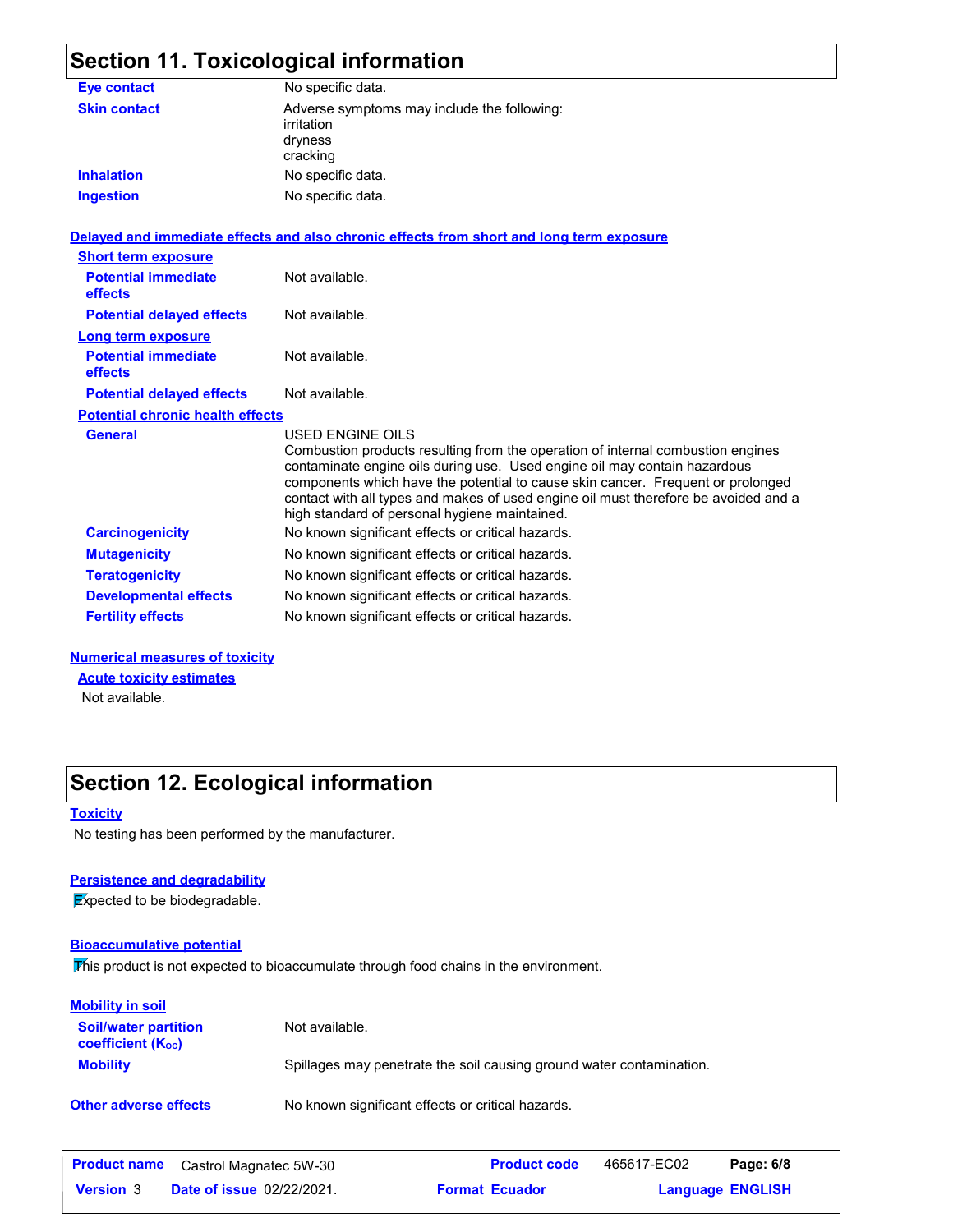## Section 11. Toxicological information

| | |
|---|---|
| **Eye contact** | No specific data. |
| **Skin contact** | Adverse symptoms may include the following:<br>irritation<br>dryness<br>cracking |
| **Inhalation** | No specific data. |
| **Ingestion** | No specific data. |

**Delayed and immediate effects and also chronic effects from short and long term exposure**

**Short term exposure**

| | |
|---|---|
| **Potential immediate effects** | Not available. |
| **Potential delayed effects** | Not available. |

**Long term exposure**

| | |
|---|---|
| **Potential immediate effects** | Not available. |
| **Potential delayed effects** | Not available. |

**Potential chronic health effects**

| | |
|---|---|
| **General** | USED ENGINE OILS<br>Combustion products resulting from the operation of internal combustion engines contaminate engine oils during use. Used engine oil may contain hazardous components which have the potential to cause skin cancer. Frequent or prolonged contact with all types and makes of used engine oil must therefore be avoided and a high standard of personal hygiene maintained. |
| **Carcinogenicity** | No known significant effects or critical hazards. |
| **Mutagenicity** | No known significant effects or critical hazards. |
| **Teratogenicity** | No known significant effects or critical hazards. |
| **Developmental effects** | No known significant effects or critical hazards. |
| **Fertility effects** | No known significant effects or critical hazards. |

**Numerical measures of toxicity**

**Acute toxicity estimates**

Not available.

## Section 12. Ecological information

**Toxicity**

No testing has been performed by the manufacturer.

**Persistence and degradability**

Expected to be biodegradable.

**Bioaccumulative potential**

This product is not expected to bioaccumulate through food chains in the environment.

**Mobility in soil**

| | |
|---|---|
| **Soil/water partition coefficient ($K_{OC}$)** | Not available. |
| **Mobility** | Spillages may penetrate the soil causing ground water contamination. |

| | |
|---|---|
| **Other adverse effects** | No known significant effects or critical hazards. |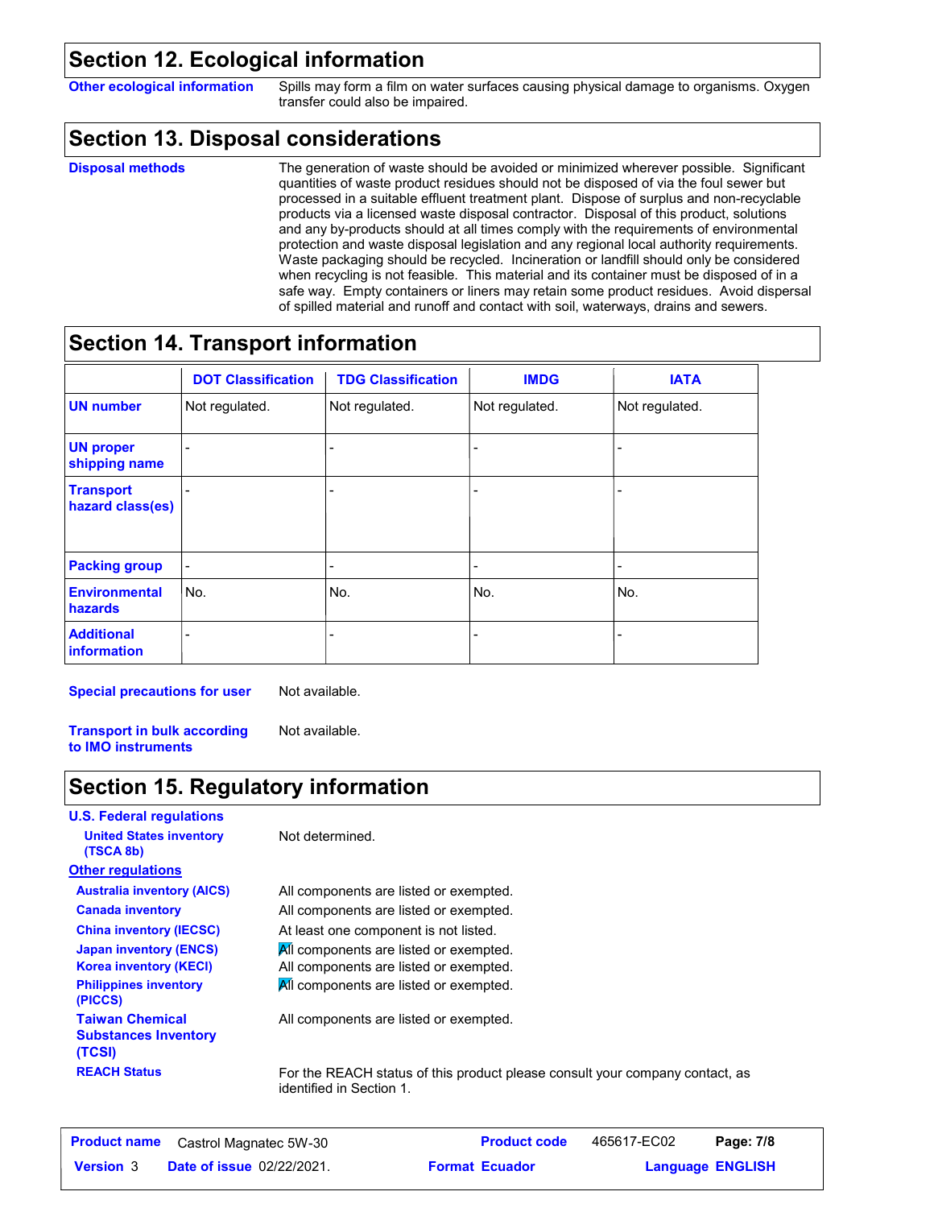## Section 12. Ecological information

| | |
|---|---|
| **Other ecological information** | Spills may form a film on water surfaces causing physical damage to organisms. Oxygen transfer could also be impaired. |

## Section 13. Disposal considerations

| | |
|---|---|
| **Disposal methods** | The generation of waste should be avoided or minimized wherever possible. Significant quantities of waste product residues should not be disposed of via the foul sewer but processed in a suitable effluent treatment plant. Dispose of surplus and non-recyclable products via a licensed waste disposal contractor. Disposal of this product, solutions and any by-products should at all times comply with the requirements of environmental protection and waste disposal legislation and any regional local authority requirements. Waste packaging should be recycled. Incineration or landfill should only be considered when recycling is not feasible. This material and its container must be disposed of in a safe way. Empty containers or liners may retain some product residues. Avoid dispersal of spilled material and runoff and contact with soil, waterways, drains and sewers. |

## Section 14. Transport information

| | DOT Classification | TDG Classification | IMDG | IATA |
|---|---|---|---|---|
| **UN number** | Not regulated. | Not regulated. | Not regulated. | Not regulated. |
| **UN proper shipping name** | - | - | - | - |
| **Transport hazard class(es)** | - | - | - | - |
| **Packing group** | - | - | - | - |
| **Environmental hazards** | No. | No. | No. | No. |
| **Additional information** | - | - | - | - |

| | |
|---|---|
| **Special precautions for user** | Not available. |
| **Transport in bulk according to IMO instruments** | Not available. |

## Section 15. Regulatory information

**U.S. Federal regulations**

| | |
|---|---|
| **United States inventory (TSCA 8b)** | Not determined. |

**Other regulations**

| | |
|---|---|
| **Australia inventory (AICS)** | All components are listed or exempted. |
| **Canada inventory** | All components are listed or exempted. |
| **China inventory (IECSC)** | At least one component is not listed. |
| **Japan inventory (ENCS)** | All components are listed or exempted. |
| **Korea inventory (KECI)** | All components are listed or exempted. |
| **Philippines inventory (PICCS)** | All components are listed or exempted. |
| **Taiwan Chemical Substances Inventory (TCSI)** | All components are listed or exempted. |
| **REACH Status** | For the REACH status of this product please consult your company contact, as identified in Section 1. |

| | | | | |
|---|---|---|---|---|
| **Product name** | Castrol Magnatec 5W-30 | **Product code** | 465617-EC02 | |
| **Version** 3 | **Date of issue** 02/22/2021. | **Format** Ecuador | **Language** ENGLISH | |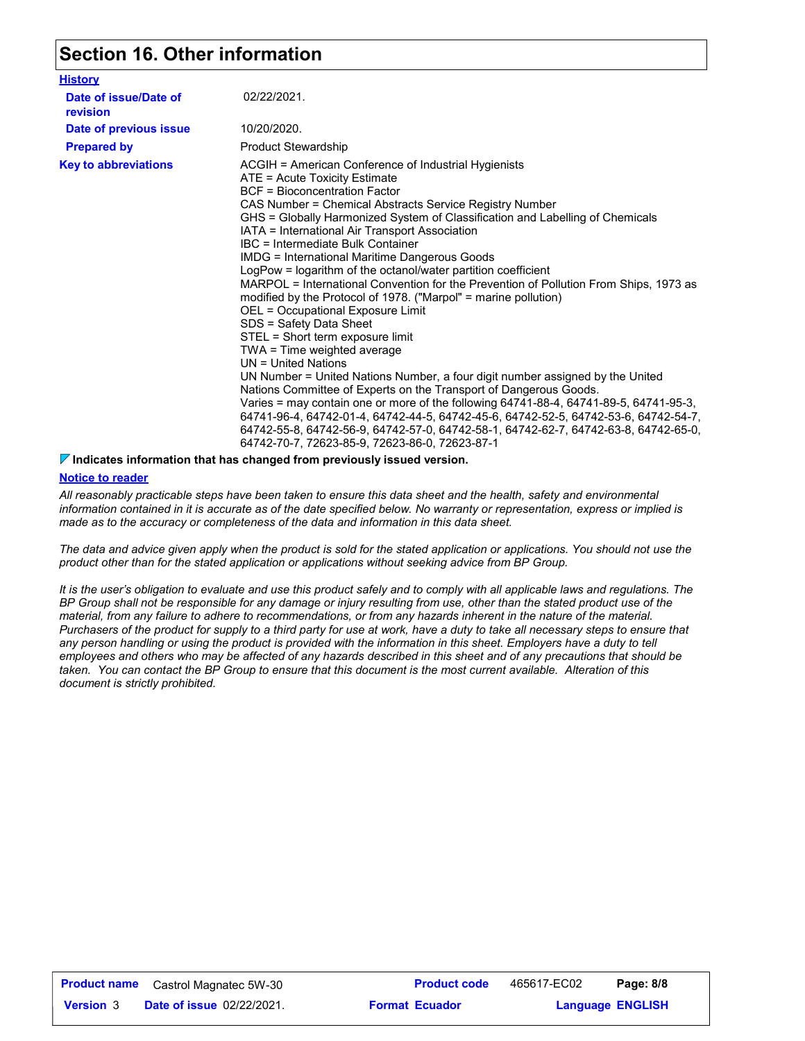## Section 16. Other information

**History**

| | |
|---|---|
| **Date of issue/Date of revision** | 02/22/2021. |
| **Date of previous issue** | 10/20/2020. |
| **Prepared by** | Product Stewardship |

**Key to abbreviations**

ACGIH = American Conference of Industrial Hygienists
ATE = Acute Toxicity Estimate
BCF = Bioconcentration Factor
CAS Number = Chemical Abstracts Service Registry Number
GHS = Globally Harmonized System of Classification and Labelling of Chemicals
IATA = International Air Transport Association
IBC = Intermediate Bulk Container
IMDG = International Maritime Dangerous Goods
LogPow = logarithm of the octanol/water partition coefficient
MARPOL = International Convention for the Prevention of Pollution From Ships, 1973 as modified by the Protocol of 1978. ("Marpol" = marine pollution)
OEL = Occupational Exposure Limit
SDS = Safety Data Sheet
STEL = Short term exposure limit
TWA = Time weighted average
UN = United Nations
UN Number = United Nations Number, a four digit number assigned by the United Nations Committee of Experts on the Transport of Dangerous Goods.
Varies = may contain one or more of the following 64741-88-4, 64741-89-5, 64741-95-3, 64741-96-4, 64742-01-4, 64742-44-5, 64742-45-6, 64742-52-5, 64742-53-6, 64742-54-7, 64742-55-8, 64742-56-9, 64742-57-0, 64742-58-1, 64742-62-7, 64742-63-8, 64742-65-0, 64742-70-7, 72623-85-9, 72623-86-0, 72623-87-1

**Indicates information that has changed from previously issued version.**

**Notice to reader**

*All reasonably practicable steps have been taken to ensure this data sheet and the health, safety and environmental information contained in it is accurate as of the date specified below. No warranty or representation, express or implied is made as to the accuracy or completeness of the data and information in this data sheet.*

*The data and advice given apply when the product is sold for the stated application or applications. You should not use the product other than for the stated application or applications without seeking advice from BP Group.*

*It is the user's obligation to evaluate and use this product safely and to comply with all applicable laws and regulations. The BP Group shall not be responsible for any damage or injury resulting from use, other than the stated product use of the material, from any failure to adhere to recommendations, or from any hazards inherent in the nature of the material. Purchasers of the product for supply to a third party for use at work, have a duty to take all necessary steps to ensure that any person handling or using the product is provided with the information in this sheet. Employers have a duty to tell employees and others who may be affected of any hazards described in this sheet and of any precautions that should be taken. You can contact the BP Group to ensure that this document is the most current available. Alteration of this document is strictly prohibited.*